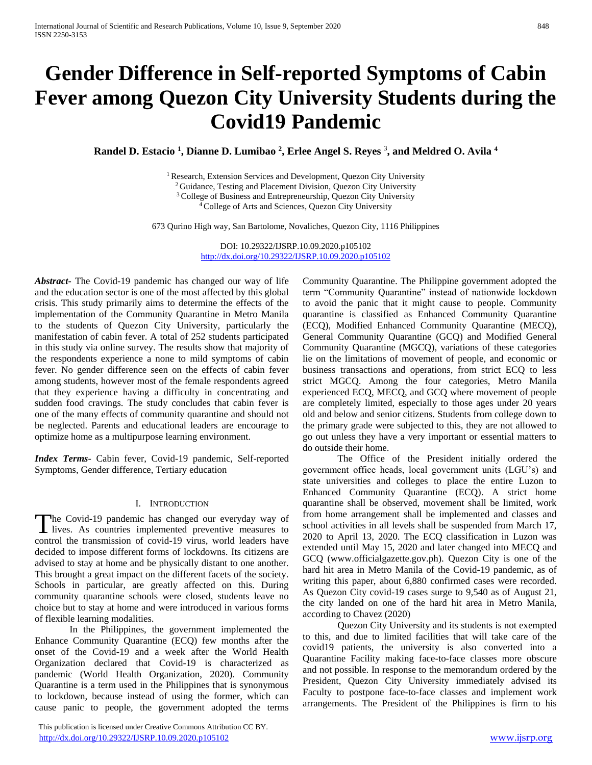# Gender Difference in Self-reported Symptoms of Cabin Fever among Quezon City University Students during the Covid19 Pandemic

**Randel D. Estacio [1], Dianne D. Lumibao [2], Erlee Angel S. Reyes [3], and Meldred O. Avila [4]**

[1] Research, Extension Services and Development, Quezon City University
[2] Guidance, Testing and Placement Division, Quezon City University
[3] College of Business and Entrepreneurship, Quezon City University
[4] College of Arts and Sciences, Quezon City University

673 Qurino High way, San Bartolome, Novaliches, Quezon City, 1116 Philippines

DOI: 10.29322/IJSRP.10.09.2020.p105102
http://dx.doi.org/10.29322/IJSRP.10.09.2020.p105102

***Abstract*-** The Covid-19 pandemic has changed our way of life and the education sector is one of the most affected by this global crisis. This study primarily aims to determine the effects of the implementation of the Community Quarantine in Metro Manila to the students of Quezon City University, particularly the manifestation of cabin fever. A total of 252 students participated in this study via online survey. The results show that majority of the respondents experience a none to mild symptoms of cabin fever. No gender difference seen on the effects of cabin fever among students, however most of the female respondents agreed that they experience having a difficulty in concentrating and sudden food cravings. The study concludes that cabin fever is one of the many effects of community quarantine and should not be neglected. Parents and educational leaders are encourage to optimize home as a multipurpose learning environment.

***Index Terms*-** Cabin fever, Covid-19 pandemic, Self-reported Symptoms, Gender difference, Tertiary education

## I. Introduction

The Covid-19 pandemic has changed our everyday way of lives. As countries implemented preventive measures to control the transmission of covid-19 virus, world leaders have decided to impose different forms of lockdowns. Its citizens are advised to stay at home and be physically distant to one another. This brought a great impact on the different facets of the society. Schools in particular, are greatly affected on this. During community quarantine schools were closed, students leave no choice but to stay at home and were introduced in various forms of flexible learning modalities.

In the Philippines, the government implemented the Enhance Community Quarantine (ECQ) few months after the onset of the Covid-19 and a week after the World Health Organization declared that Covid-19 is characterized as pandemic (World Health Organization, 2020). Community Quarantine is a term used in the Philippines that is synonymous to lockdown, because instead of using the former, which can cause panic to people, the government adopted the terms Community Quarantine. The Philippine government adopted the term "Community Quarantine" instead of nationwide lockdown to avoid the panic that it might cause to people. Community quarantine is classified as Enhanced Community Quarantine (ECQ), Modified Enhanced Community Quarantine (MECQ), General Community Quarantine (GCQ) and Modified General Community Quarantine (MGCQ), variations of these categories lie on the limitations of movement of people, and economic or business transactions and operations, from strict ECQ to less strict MGCQ. Among the four categories, Metro Manila experienced ECQ, MECQ, and GCQ where movement of people are completely limited, especially to those ages under 20 years old and below and senior citizens. Students from college down to the primary grade were subjected to this, they are not allowed to go out unless they have a very important or essential matters to do outside their home.

The Office of the President initially ordered the government office heads, local government units (LGU's) and state universities and colleges to place the entire Luzon to Enhanced Community Quarantine (ECQ). A strict home quarantine shall be observed, movement shall be limited, work from home arrangement shall be implemented and classes and school activities in all levels shall be suspended from March 17, 2020 to April 13, 2020. The ECQ classification in Luzon was extended until May 15, 2020 and later changed into MECQ and GCQ (www.officialgazette.gov.ph). Quezon City is one of the hard hit area in Metro Manila of the Covid-19 pandemic, as of writing this paper, about 6,880 confirmed cases were recorded. As Quezon City covid-19 cases surge to 9,540 as of August 21, the city landed on one of the hard hit area in Metro Manila, according to Chavez (2020)

Quezon City University and its students is not exempted to this, and due to limited facilities that will take care of the covid19 patients, the university is also converted into a Quarantine Facility making face-to-face classes more obscure and not possible. In response to the memorandum ordered by the President, Quezon City University immediately advised its Faculty to postpone face-to-face classes and implement work arrangements. The President of the Philippines is firm to his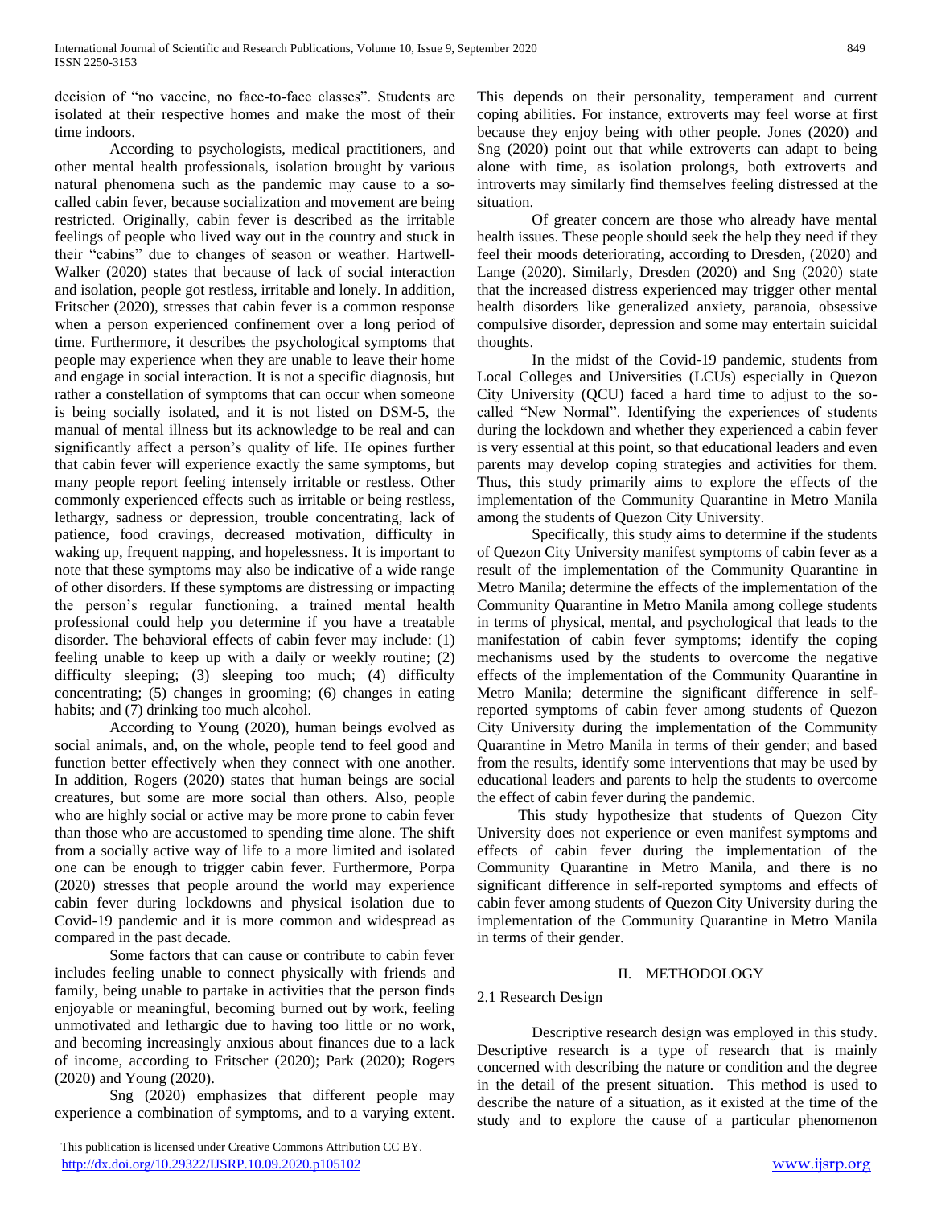decision of "no vaccine, no face-to-face classes". Students are isolated at their respective homes and make the most of their time indoors.

According to psychologists, medical practitioners, and other mental health professionals, isolation brought by various natural phenomena such as the pandemic may cause to a so-called cabin fever, because socialization and movement are being restricted. Originally, cabin fever is described as the irritable feelings of people who lived way out in the country and stuck in their "cabins" due to changes of season or weather. Hartwell-Walker (2020) states that because of lack of social interaction and isolation, people got restless, irritable and lonely. In addition, Fritscher (2020), stresses that cabin fever is a common response when a person experienced confinement over a long period of time. Furthermore, it describes the psychological symptoms that people may experience when they are unable to leave their home and engage in social interaction. It is not a specific diagnosis, but rather a constellation of symptoms that can occur when someone is being socially isolated, and it is not listed on DSM-5, the manual of mental illness but its acknowledge to be real and can significantly affect a person's quality of life. He opines further that cabin fever will experience exactly the same symptoms, but many people report feeling intensely irritable or restless. Other commonly experienced effects such as irritable or being restless, lethargy, sadness or depression, trouble concentrating, lack of patience, food cravings, decreased motivation, difficulty in waking up, frequent napping, and hopelessness. It is important to note that these symptoms may also be indicative of a wide range of other disorders. If these symptoms are distressing or impacting the person's regular functioning, a trained mental health professional could help you determine if you have a treatable disorder. The behavioral effects of cabin fever may include: (1) feeling unable to keep up with a daily or weekly routine; (2) difficulty sleeping; (3) sleeping too much; (4) difficulty concentrating; (5) changes in grooming; (6) changes in eating habits; and (7) drinking too much alcohol.

According to Young (2020), human beings evolved as social animals, and, on the whole, people tend to feel good and function better effectively when they connect with one another. In addition, Rogers (2020) states that human beings are social creatures, but some are more social than others. Also, people who are highly social or active may be more prone to cabin fever than those who are accustomed to spending time alone. The shift from a socially active way of life to a more limited and isolated one can be enough to trigger cabin fever. Furthermore, Porpa (2020) stresses that people around the world may experience cabin fever during lockdowns and physical isolation due to Covid-19 pandemic and it is more common and widespread as compared in the past decade.

Some factors that can cause or contribute to cabin fever includes feeling unable to connect physically with friends and family, being unable to partake in activities that the person finds enjoyable or meaningful, becoming burned out by work, feeling unmotivated and lethargic due to having too little or no work, and becoming increasingly anxious about finances due to a lack of income, according to Fritscher (2020); Park (2020); Rogers (2020) and Young (2020).

Sng (2020) emphasizes that different people may experience a combination of symptoms, and to a varying extent. This depends on their personality, temperament and current coping abilities. For instance, extroverts may feel worse at first because they enjoy being with other people. Jones (2020) and Sng (2020) point out that while extroverts can adapt to being alone with time, as isolation prolongs, both extroverts and introverts may similarly find themselves feeling distressed at the situation.

Of greater concern are those who already have mental health issues. These people should seek the help they need if they feel their moods deteriorating, according to Dresden, (2020) and Lange (2020). Similarly, Dresden (2020) and Sng (2020) state that the increased distress experienced may trigger other mental health disorders like generalized anxiety, paranoia, obsessive compulsive disorder, depression and some may entertain suicidal thoughts.

In the midst of the Covid-19 pandemic, students from Local Colleges and Universities (LCUs) especially in Quezon City University (QCU) faced a hard time to adjust to the so-called "New Normal". Identifying the experiences of students during the lockdown and whether they experienced a cabin fever is very essential at this point, so that educational leaders and even parents may develop coping strategies and activities for them. Thus, this study primarily aims to explore the effects of the implementation of the Community Quarantine in Metro Manila among the students of Quezon City University.

Specifically, this study aims to determine if the students of Quezon City University manifest symptoms of cabin fever as a result of the implementation of the Community Quarantine in Metro Manila; determine the effects of the implementation of the Community Quarantine in Metro Manila among college students in terms of physical, mental, and psychological that leads to the manifestation of cabin fever symptoms; identify the coping mechanisms used by the students to overcome the negative effects of the implementation of the Community Quarantine in Metro Manila; determine the significant difference in self-reported symptoms of cabin fever among students of Quezon City University during the implementation of the Community Quarantine in Metro Manila in terms of their gender; and based from the results, identify some interventions that may be used by educational leaders and parents to help the students to overcome the effect of cabin fever during the pandemic.

This study hypothesize that students of Quezon City University does not experience or even manifest symptoms and effects of cabin fever during the implementation of the Community Quarantine in Metro Manila, and there is no significant difference in self-reported symptoms and effects of cabin fever among students of Quezon City University during the implementation of the Community Quarantine in Metro Manila in terms of their gender.

## II. METHODOLOGY

### 2.1 Research Design

Descriptive research design was employed in this study. Descriptive research is a type of research that is mainly concerned with describing the nature or condition and the degree in the detail of the present situation. This method is used to describe the nature of a situation, as it existed at the time of the study and to explore the cause of a particular phenomenon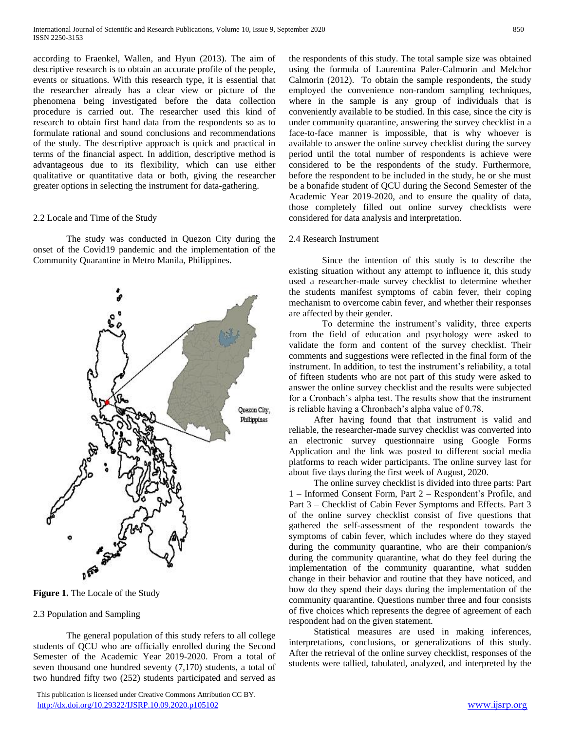according to Fraenkel, Wallen, and Hyun (2013). The aim of descriptive research is to obtain an accurate profile of the people, events or situations. With this research type, it is essential that the researcher already has a clear view or picture of the phenomena being investigated before the data collection procedure is carried out. The researcher used this kind of research to obtain first hand data from the respondents so as to formulate rational and sound conclusions and recommendations of the study. The descriptive approach is quick and practical in terms of the financial aspect. In addition, descriptive method is advantageous due to its flexibility, which can use either qualitative or quantitative data or both, giving the researcher greater options in selecting the instrument for data-gathering.

## 2.2 Locale and Time of the Study

The study was conducted in Quezon City during the onset of the Covid19 pandemic and the implementation of the Community Quarantine in Metro Manila, Philippines.

**Figure 1.** The Locale of the Study

## 2.3 Population and Sampling

The general population of this study refers to all college students of QCU who are officially enrolled during the Second Semester of the Academic Year 2019-2020. From a total of seven thousand one hundred seventy (7,170) students, a total of two hundred fifty two (252) students participated and served as the respondents of this study. The total sample size was obtained using the formula of Laurentina Paler-Calmorin and Melchor Calmorin (2012). To obtain the sample respondents, the study employed the convenience non-random sampling techniques, where in the sample is any group of individuals that is conveniently available to be studied. In this case, since the city is under community quarantine, answering the survey checklist in a face-to-face manner is impossible, that is why whoever is available to answer the online survey checklist during the survey period until the total number of respondents is achieve were considered to be the respondents of the study. Furthermore, before the respondent to be included in the study, he or she must be a bonafide student of QCU during the Second Semester of the Academic Year 2019-2020, and to ensure the quality of data, those completely filled out online survey checklists were considered for data analysis and interpretation.

## 2.4 Research Instrument

Since the intention of this study is to describe the existing situation without any attempt to influence it, this study used a researcher-made survey checklist to determine whether the students manifest symptoms of cabin fever, their coping mechanism to overcome cabin fever, and whether their responses are affected by their gender.

To determine the instrument's validity, three experts from the field of education and psychology were asked to validate the form and content of the survey checklist. Their comments and suggestions were reflected in the final form of the instrument. In addition, to test the instrument's reliability, a total of fifteen students who are not part of this study were asked to answer the online survey checklist and the results were subjected for a Cronbach's alpha test. The results show that the instrument is reliable having a Chronbach's alpha value of 0.78.

After having found that that instrument is valid and reliable, the researcher-made survey checklist was converted into an electronic survey questionnaire using Google Forms Application and the link was posted to different social media platforms to reach wider participants. The online survey last for about five days during the first week of August, 2020.

The online survey checklist is divided into three parts: Part 1 – Informed Consent Form, Part 2 – Respondent's Profile, and Part 3 – Checklist of Cabin Fever Symptoms and Effects. Part 3 of the online survey checklist consist of five questions that gathered the self-assessment of the respondent towards the symptoms of cabin fever, which includes where do they stayed during the community quarantine, who are their companion/s during the community quarantine, what do they feel during the implementation of the community quarantine, what sudden change in their behavior and routine that they have noticed, and how do they spend their days during the implementation of the community quarantine. Questions number three and four consists of five choices which represents the degree of agreement of each respondent had on the given statement.

Statistical measures are used in making inferences, interpretations, conclusions, or generalizations of this study. After the retrieval of the online survey checklist, responses of the students were tallied, tabulated, analyzed, and interpreted by the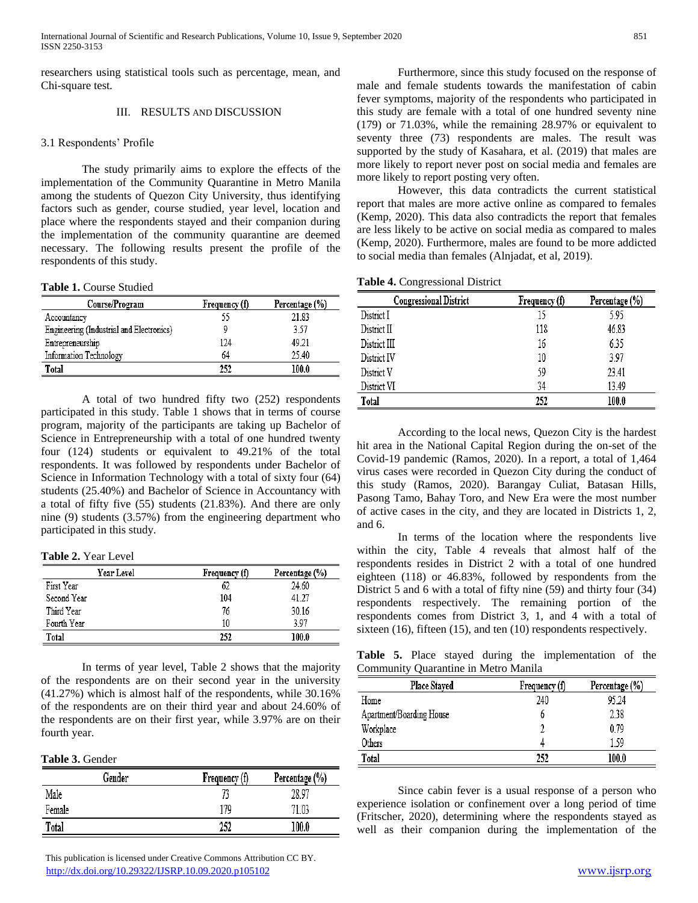researchers using statistical tools such as percentage, mean, and Chi-square test.

## III. RESULTS AND DISCUSSION

### 3.1 Respondents' Profile

The study primarily aims to explore the effects of the implementation of the Community Quarantine in Metro Manila among the students of Quezon City University, thus identifying factors such as gender, course studied, year level, location and place where the respondents stayed and their companion during the implementation of the community quarantine are deemed necessary. The following results present the profile of the respondents of this study.

**Table 1.** Course Studied

| Course/Program | Frequency (f) | Percentage (%) |
|---|---|---|
| Accountancy | 55 | 21.83 |
| Engineering (Industrial and Electronics) | 9 | 3.57 |
| Entrepreneurship | 124 | 49.21 |
| Information Technology | 64 | 25.40 |
| **Total** | **252** | **100.0** |

A total of two hundred fifty two (252) respondents participated in this study. Table 1 shows that in terms of course program, majority of the participants are taking up Bachelor of Science in Entrepreneurship with a total of one hundred twenty four (124) students or equivalent to 49.21% of the total respondents. It was followed by respondents under Bachelor of Science in Information Technology with a total of sixty four (64) students (25.40%) and Bachelor of Science in Accountancy with a total of fifty five (55) students (21.83%). And there are only nine (9) students (3.57%) from the engineering department who participated in this study.

**Table 2.** Year Level

| Year Level | Frequency (f) | Percentage (%) |
|---|---|---|
| First Year | 62 | 24.60 |
| Second Year | 104 | 41.27 |
| Third Year | 76 | 30.16 |
| Fourth Year | 10 | 3.97 |
| Total | 252 | 100.0 |

In terms of year level, Table 2 shows that the majority of the respondents are on their second year in the university (41.27%) which is almost half of the respondents, while 30.16% of the respondents are on their third year and about 24.60% of the respondents are on their first year, while 3.97% are on their fourth year.

**Table 3.** Gender

| Gender | Frequency (f) | Percentage (%) |
|---|---|---|
| Male | 73 | 28.97 |
| Female | 179 | 71.03 |
| Total | 252 | 100.0 |

Furthermore, since this study focused on the response of male and female students towards the manifestation of cabin fever symptoms, majority of the respondents who participated in this study are female with a total of one hundred seventy nine (179) or 71.03%, while the remaining 28.97% or equivalent to seventy three (73) respondents are males. The result was supported by the study of Kasahara, et al. (2019) that males are more likely to report never post on social media and females are more likely to report posting very often.

However, this data contradicts the current statistical report that males are more active online as compared to females (Kemp, 2020). This data also contradicts the report that females are less likely to be active on social media as compared to males (Kemp, 2020). Furthermore, males are found to be more addicted to social media than females (Alnjadat, et al, 2019).

**Table 4.** Congressional District

| Congressional District | Frequency (f) | Percentage (%) |
|---|---|---|
| District I | 15 | 5.95 |
| District II | 118 | 46.83 |
| District III | 16 | 6.35 |
| District IV | 10 | 3.97 |
| District V | 59 | 23.41 |
| District VI | 34 | 13.49 |
| Total | 252 | 100.0 |

According to the local news, Quezon City is the hardest hit area in the National Capital Region during the on-set of the Covid-19 pandemic (Ramos, 2020). In a report, a total of 1,464 virus cases were recorded in Quezon City during the conduct of this study (Ramos, 2020). Barangay Culiat, Batasan Hills, Pasong Tamo, Bahay Toro, and New Era were the most number of active cases in the city, and they are located in Districts 1, 2, and 6.

In terms of the location where the respondents live within the city, Table 4 reveals that almost half of the respondents resides in District 2 with a total of one hundred eighteen (118) or 46.83%, followed by respondents from the District 5 and 6 with a total of fifty nine (59) and thirty four (34) respondents respectively. The remaining portion of the respondents comes from District 3, 1, and 4 with a total of sixteen (16), fifteen (15), and ten (10) respondents respectively.

**Table 5.** Place stayed during the implementation of the Community Quarantine in Metro Manila

| Place Stayed | Frequency (f) | Percentage (%) |
|---|---|---|
| Home | 240 | 95.24 |
| Apartment/Boarding House | 6 | 2.38 |
| Workplace | 2 | 0.79 |
| Others | 4 | 1.59 |
| Total | 252 | 100.0 |

Since cabin fever is a usual response of a person who experience isolation or confinement over a long period of time (Fritscher, 2020), determining where the respondents stayed as well as their companion during the implementation of the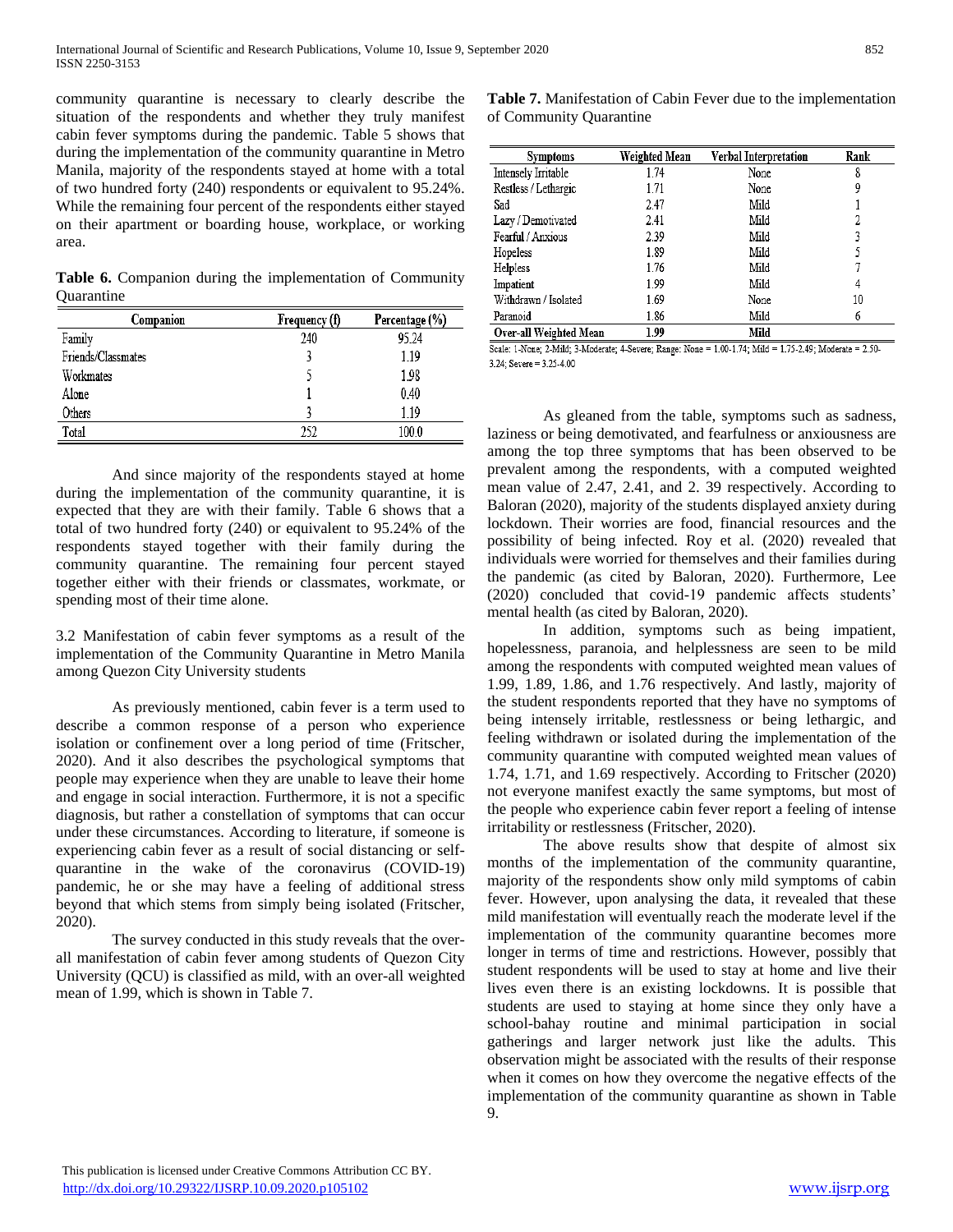community quarantine is necessary to clearly describe the situation of the respondents and whether they truly manifest cabin fever symptoms during the pandemic. Table 5 shows that during the implementation of the community quarantine in Metro Manila, majority of the respondents stayed at home with a total of two hundred forty (240) respondents or equivalent to 95.24%. While the remaining four percent of the respondents either stayed on their apartment or boarding house, workplace, or working area.

**Table 6.** Companion during the implementation of Community Quarantine

| Companion | Frequency (f) | Percentage (%) |
|---|---|---|
| Family | 240 | 95.24 |
| Friends/Classmates | 3 | 1.19 |
| Workmates | 5 | 1.98 |
| Alone | 1 | 0.40 |
| Others | 3 | 1.19 |
| Total | 252 | 100.0 |

And since majority of the respondents stayed at home during the implementation of the community quarantine, it is expected that they are with their family. Table 6 shows that a total of two hundred forty (240) or equivalent to 95.24% of the respondents stayed together with their family during the community quarantine. The remaining four percent stayed together either with their friends or classmates, workmate, or spending most of their time alone.

3.2 Manifestation of cabin fever symptoms as a result of the implementation of the Community Quarantine in Metro Manila among Quezon City University students

As previously mentioned, cabin fever is a term used to describe a common response of a person who experience isolation or confinement over a long period of time (Fritscher, 2020). And it also describes the psychological symptoms that people may experience when they are unable to leave their home and engage in social interaction. Furthermore, it is not a specific diagnosis, but rather a constellation of symptoms that can occur under these circumstances. According to literature, if someone is experiencing cabin fever as a result of social distancing or self-quarantine in the wake of the coronavirus (COVID-19) pandemic, he or she may have a feeling of additional stress beyond that which stems from simply being isolated (Fritscher, 2020).

The survey conducted in this study reveals that the over-all manifestation of cabin fever among students of Quezon City University (QCU) is classified as mild, with an over-all weighted mean of 1.99, which is shown in Table 7.

**Table 7.** Manifestation of Cabin Fever due to the implementation of Community Quarantine

| Symptoms | Weighted Mean | Verbal Interpretation | Rank |
|---|---|---|---|
| Intensely Irritable | 1.74 | None | 8 |
| Restless / Lethargic | 1.71 | None | 9 |
| Sad | 2.47 | Mild | 1 |
| Lazy / Demotivated | 2.41 | Mild | 2 |
| Fearful / Anxious | 2.39 | Mild | 3 |
| Hopeless | 1.89 | Mild | 5 |
| Helpless | 1.76 | Mild | 7 |
| Impatient | 1.99 | Mild | 4 |
| Withdrawn / Isolated | 1.69 | None | 10 |
| Paranoid | 1.86 | Mild | 6 |
| **Over-all Weighted Mean** | **1.99** | **Mild** | |

Scale: 1-None; 2-Mild; 3-Moderate; 4-Severe; Range: None = 1.00-1.74; Mild = 1.75-2.49; Moderate = 2.50-3.24; Severe = 3.25-4.00

As gleaned from the table, symptoms such as sadness, laziness or being demotivated, and fearfulness or anxiousness are among the top three symptoms that has been observed to be prevalent among the respondents, with a computed weighted mean value of 2.47, 2.41, and 2. 39 respectively. According to Baloran (2020), majority of the students displayed anxiety during lockdown. Their worries are food, financial resources and the possibility of being infected. Roy et al. (2020) revealed that individuals were worried for themselves and their families during the pandemic (as cited by Baloran, 2020). Furthermore, Lee (2020) concluded that covid-19 pandemic affects students' mental health (as cited by Baloran, 2020).

In addition, symptoms such as being impatient, hopelessness, paranoia, and helplessness are seen to be mild among the respondents with computed weighted mean values of 1.99, 1.89, 1.86, and 1.76 respectively. And lastly, majority of the student respondents reported that they have no symptoms of being intensely irritable, restlessness or being lethargic, and feeling withdrawn or isolated during the implementation of the community quarantine with computed weighted mean values of 1.74, 1.71, and 1.69 respectively. According to Fritscher (2020) not everyone manifest exactly the same symptoms, but most of the people who experience cabin fever report a feeling of intense irritability or restlessness (Fritscher, 2020).

The above results show that despite of almost six months of the implementation of the community quarantine, majority of the respondents show only mild symptoms of cabin fever. However, upon analysing the data, it revealed that these mild manifestation will eventually reach the moderate level if the implementation of the community quarantine becomes more longer in terms of time and restrictions. However, possibly that student respondents will be used to stay at home and live their lives even there is an existing lockdowns. It is possible that students are used to staying at home since they only have a school-bahay routine and minimal participation in social gatherings and larger network just like the adults. This observation might be associated with the results of their response when it comes on how they overcome the negative effects of the implementation of the community quarantine as shown in Table 9.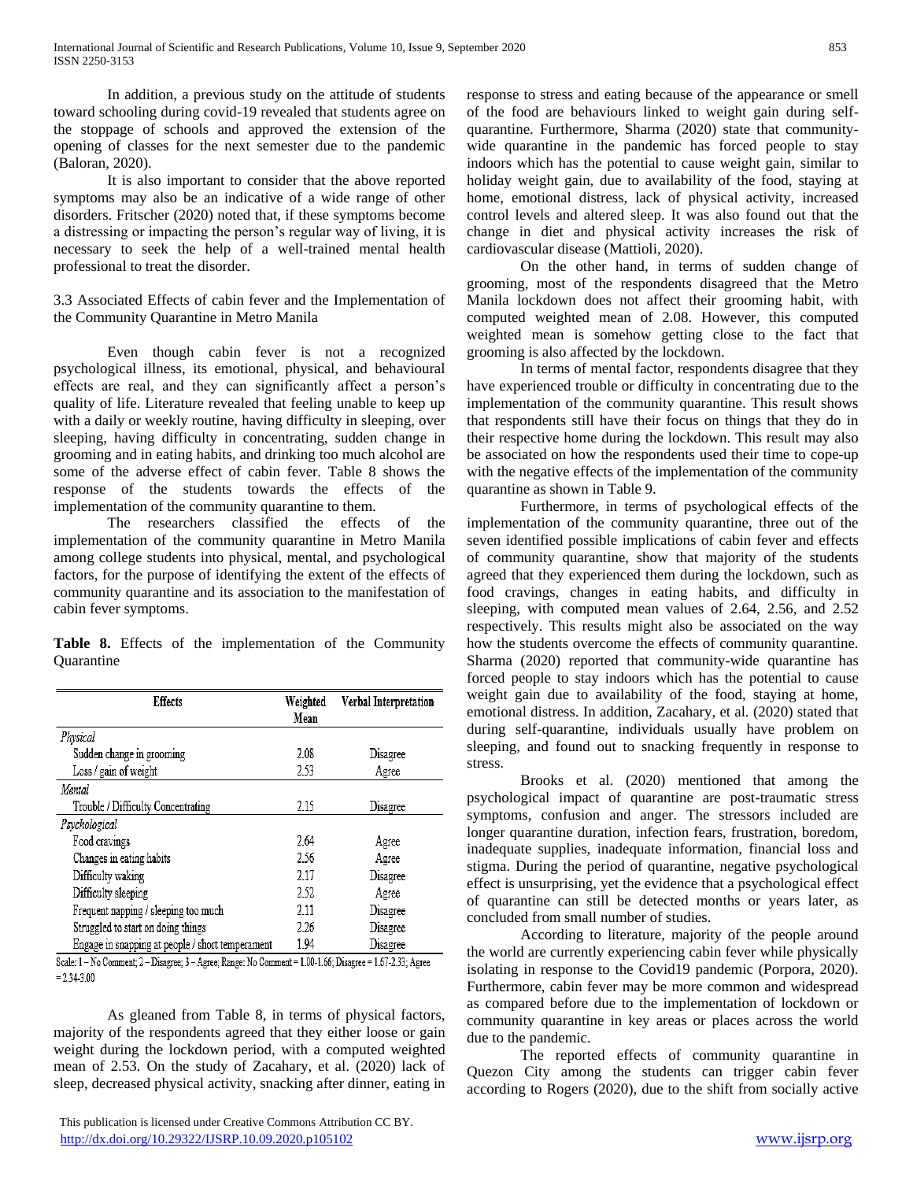In addition, a previous study on the attitude of students toward schooling during covid-19 revealed that students agree on the stoppage of schools and approved the extension of the opening of classes for the next semester due to the pandemic (Baloran, 2020).

It is also important to consider that the above reported symptoms may also be an indicative of a wide range of other disorders. Fritscher (2020) noted that, if these symptoms become a distressing or impacting the person's regular way of living, it is necessary to seek the help of a well-trained mental health professional to treat the disorder.

### 3.3 Associated Effects of cabin fever and the Implementation of the Community Quarantine in Metro Manila

Even though cabin fever is not a recognized psychological illness, its emotional, physical, and behavioural effects are real, and they can significantly affect a person's quality of life. Literature revealed that feeling unable to keep up with a daily or weekly routine, having difficulty in sleeping, over sleeping, having difficulty in concentrating, sudden change in grooming and in eating habits, and drinking too much alcohol are some of the adverse effect of cabin fever. Table 8 shows the response of the students towards the effects of the implementation of the community quarantine to them.

The researchers classified the effects of the implementation of the community quarantine in Metro Manila among college students into physical, mental, and psychological factors, for the purpose of identifying the extent of the effects of community quarantine and its association to the manifestation of cabin fever symptoms.

**Table 8.** Effects of the implementation of the Community Quarantine

| Effects | Weighted Mean | Verbal Interpretation |
|---|---|---|
| *Physical* | | |
| Sudden change in grooming | 2.08 | Disagree |
| Loss / gain of weight | 2.53 | Agree |
| *Mental* | | |
| Trouble / Difficulty Concentrating | 2.15 | Disagree |
| *Psychological* | | |
| Food cravings | 2.64 | Agree |
| Changes in eating habits | 2.56 | Agree |
| Difficulty waking | 2.17 | Disagree |
| Difficulty sleeping | 2.52 | Agree |
| Frequent napping / sleeping too much | 2.11 | Disagree |
| Struggled to start on doing things | 2.26 | Disagree |
| Engage in snapping at people / short temperament | 1.94 | Disagree |

Scale: 1 – No Comment; 2 – Disagree; 3 – Agree; Range: No Comment = 1.00-1.66; Disagree = 1.67-2.33; Agree = 2.34-3.00

As gleaned from Table 8, in terms of physical factors, majority of the respondents agreed that they either loose or gain weight during the lockdown period, with a computed weighted mean of 2.53. On the study of Zacahary, et al. (2020) lack of sleep, decreased physical activity, snacking after dinner, eating in response to stress and eating because of the appearance or smell of the food are behaviours linked to weight gain during self-quarantine. Furthermore, Sharma (2020) state that community-wide quarantine in the pandemic has forced people to stay indoors which has the potential to cause weight gain, similar to holiday weight gain, due to availability of the food, staying at home, emotional distress, lack of physical activity, increased control levels and altered sleep. It was also found out that the change in diet and physical activity increases the risk of cardiovascular disease (Mattioli, 2020).

On the other hand, in terms of sudden change of grooming, most of the respondents disagreed that the Metro Manila lockdown does not affect their grooming habit, with computed weighted mean of 2.08. However, this computed weighted mean is somehow getting close to the fact that grooming is also affected by the lockdown.

In terms of mental factor, respondents disagree that they have experienced trouble or difficulty in concentrating due to the implementation of the community quarantine. This result shows that respondents still have their focus on things that they do in their respective home during the lockdown. This result may also be associated on how the respondents used their time to cope-up with the negative effects of the implementation of the community quarantine as shown in Table 9.

Furthermore, in terms of psychological effects of the implementation of the community quarantine, three out of the seven identified possible implications of cabin fever and effects of community quarantine, show that majority of the students agreed that they experienced them during the lockdown, such as food cravings, changes in eating habits, and difficulty in sleeping, with computed mean values of 2.64, 2.56, and 2.52 respectively. This results might also be associated on the way how the students overcome the effects of community quarantine. Sharma (2020) reported that community-wide quarantine has forced people to stay indoors which has the potential to cause weight gain due to availability of the food, staying at home, emotional distress. In addition, Zacahary, et al. (2020) stated that during self-quarantine, individuals usually have problem on sleeping, and found out to snacking frequently in response to stress.

Brooks et al. (2020) mentioned that among the psychological impact of quarantine are post-traumatic stress symptoms, confusion and anger. The stressors included are longer quarantine duration, infection fears, frustration, boredom, inadequate supplies, inadequate information, financial loss and stigma. During the period of quarantine, negative psychological effect is unsurprising, yet the evidence that a psychological effect of quarantine can still be detected months or years later, as concluded from small number of studies.

According to literature, majority of the people around the world are currently experiencing cabin fever while physically isolating in response to the Covid19 pandemic (Porpora, 2020). Furthermore, cabin fever may be more common and widespread as compared before due to the implementation of lockdown or community quarantine in key areas or places across the world due to the pandemic.

The reported effects of community quarantine in Quezon City among the students can trigger cabin fever according to Rogers (2020), due to the shift from socially active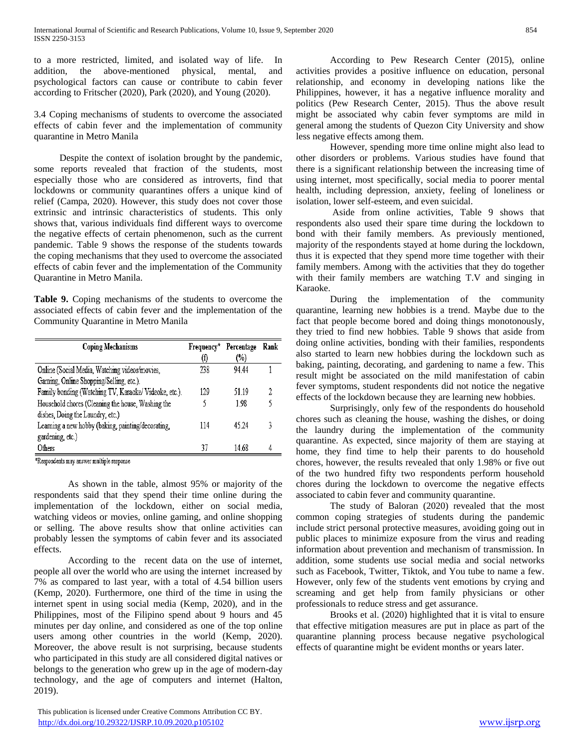to a more restricted, limited, and isolated way of life. In addition, the above-mentioned physical, mental, and psychological factors can cause or contribute to cabin fever according to Fritscher (2020), Park (2020), and Young (2020).

3.4 Coping mechanisms of students to overcome the associated effects of cabin fever and the implementation of community quarantine in Metro Manila

Despite the context of isolation brought by the pandemic, some reports revealed that fraction of the students, most especially those who are considered as introverts, find that lockdowns or community quarantines offers a unique kind of relief (Campa, 2020). However, this study does not cover those extrinsic and intrinsic characteristics of students. This only shows that, various individuals find different ways to overcome the negative effects of certain phenomenon, such as the current pandemic. Table 9 shows the response of the students towards the coping mechanisms that they used to overcome the associated effects of cabin fever and the implementation of the Community Quarantine in Metro Manila.

**Table 9.** Coping mechanisms of the students to overcome the associated effects of cabin fever and the implementation of the Community Quarantine in Metro Manila

| Coping Mechanisms | Frequency* (f) | Percentage (%) | Rank |
|---|---|---|---|
| Online (Social Media, Watching videos/movies, Gaming, Online Shopping/Selling, etc.). | 238 | 94.44 | 1 |
| Family bonding (Watching TV, Karaoke/ Videoke, etc.). | 129 | 51.19 | 2 |
| Household chores (Cleaning the house, Washing the dishes, Doing the Laundry, etc.) | 5 | 1.98 | 5 |
| Learning a new hobby (baking, painting/decorating, gardening, etc.) | 114 | 45.24 | 3 |
| Others | 37 | 14.68 | 4 |

*Respondents may answer multiple response

As shown in the table, almost 95% or majority of the respondents said that they spend their time online during the implementation of the lockdown, either on social media, watching videos or movies, online gaming, and online shopping or selling. The above results show that online activities can probably lessen the symptoms of cabin fever and its associated effects.

According to the recent data on the use of internet, people all over the world who are using the internet increased by 7% as compared to last year, with a total of 4.54 billion users (Kemp, 2020). Furthermore, one third of the time in using the internet spent in using social media (Kemp, 2020), and in the Philippines, most of the Filipino spend about 9 hours and 45 minutes per day online, and considered as one of the top online users among other countries in the world (Kemp, 2020). Moreover, the above result is not surprising, because students who participated in this study are all considered digital natives or belongs to the generation who grew up in the age of modern-day technology, and the age of computers and internet (Halton, 2019).

According to Pew Research Center (2015), online activities provides a positive influence on education, personal relationship, and economy in developing nations like the Philippines, however, it has a negative influence morality and politics (Pew Research Center, 2015). Thus the above result might be associated why cabin fever symptoms are mild in general among the students of Quezon City University and show less negative effects among them.

However, spending more time online might also lead to other disorders or problems. Various studies have found that there is a significant relationship between the increasing time of using internet, most specifically, social media to poorer mental health, including depression, anxiety, feeling of loneliness or isolation, lower self-esteem, and even suicidal.

Aside from online activities, Table 9 shows that respondents also used their spare time during the lockdown to bond with their family members. As previously mentioned, majority of the respondents stayed at home during the lockdown, thus it is expected that they spend more time together with their family members. Among with the activities that they do together with their family members are watching T.V and singing in Karaoke.

During the implementation of the community quarantine, learning new hobbies is a trend. Maybe due to the fact that people become bored and doing things monotonously, they tried to find new hobbies. Table 9 shows that aside from doing online activities, bonding with their families, respondents also started to learn new hobbies during the lockdown such as baking, painting, decorating, and gardening to name a few. This result might be associated on the mild manifestation of cabin fever symptoms, student respondents did not notice the negative effects of the lockdown because they are learning new hobbies.

Surprisingly, only few of the respondents do household chores such as cleaning the house, washing the dishes, or doing the laundry during the implementation of the community quarantine. As expected, since majority of them are staying at home, they find time to help their parents to do household chores, however, the results revealed that only 1.98% or five out of the two hundred fifty two respondents perform household chores during the lockdown to overcome the negative effects associated to cabin fever and community quarantine.

The study of Baloran (2020) revealed that the most common coping strategies of students during the pandemic include strict personal protective measures, avoiding going out in public places to minimize exposure from the virus and reading information about prevention and mechanism of transmission. In addition, some students use social media and social networks such as Facebook, Twitter, Tiktok, and You tube to name a few. However, only few of the students vent emotions by crying and screaming and get help from family physicians or other professionals to reduce stress and get assurance.

Brooks et al. (2020) highlighted that it is vital to ensure that effective mitigation measures are put in place as part of the quarantine planning process because negative psychological effects of quarantine might be evident months or years later.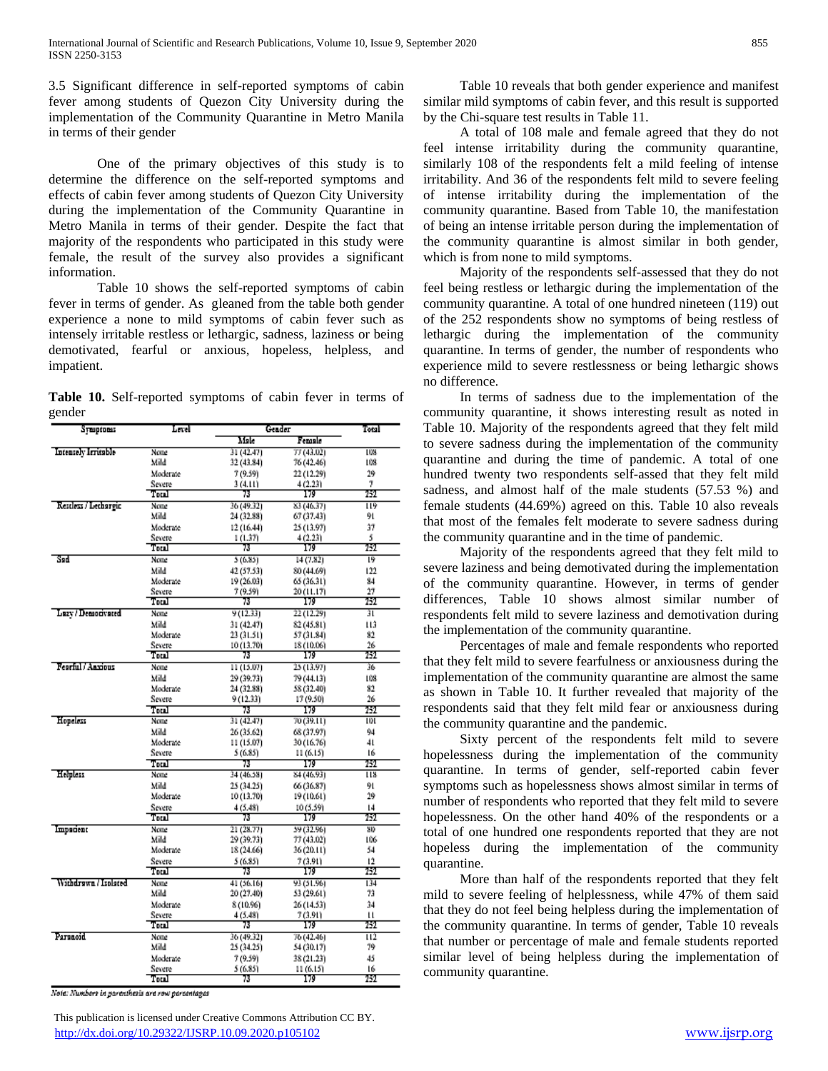3.5 Significant difference in self-reported symptoms of cabin fever among students of Quezon City University during the implementation of the Community Quarantine in Metro Manila in terms of their gender

One of the primary objectives of this study is to determine the difference on the self-reported symptoms and effects of cabin fever among students of Quezon City University during the implementation of the Community Quarantine in Metro Manila in terms of their gender. Despite the fact that majority of the respondents who participated in this study were female, the result of the survey also provides a significant information.

Table 10 shows the self-reported symptoms of cabin fever in terms of gender. As gleaned from the table both gender experience a none to mild symptoms of cabin fever such as intensely irritable restless or lethargic, sadness, laziness or being demotivated, fearful or anxious, hopeless, helpless, and impatient.

**Table 10.** Self-reported symptoms of cabin fever in terms of gender

| Symptoms | Level | Gender | | Total |
|---|---|---|---|---|
| | | Male | Female | |
| Intensely Irritable | None | 31 (42.47) | 77 (43.02) | 108 |
| | Mild | 32 (43.84) | 76 (42.46) | 108 |
| | Moderate | 7 (9.59) | 22 (12.29) | 29 |
| | Severe | 3 (4.11) | 4 (2.23) | 7 |
| | Total | 73 | 179 | 252 |
| Restless / Lethargic | None | 36 (49.32) | 83 (46.37) | 119 |
| | Mild | 24 (32.88) | 67 (37.43) | 91 |
| | Moderate | 12 (16.44) | 25 (13.97) | 37 |
| | Severe | 1 (1.37) | 4 (2.23) | 5 |
| | Total | 73 | 179 | 252 |
| Sad | None | 5 (6.85) | 14 (7.82) | 19 |
| | Mild | 42 (57.53) | 80 (44.69) | 122 |
| | Moderate | 19 (26.03) | 65 (36.31) | 84 |
| | Severe | 7 (9.59) | 20 (11.17) | 27 |
| | Total | 73 | 179 | 252 |
| Lazy / Demotivated | None | 9 (12.33) | 22 (12.29) | 31 |
| | Mild | 31 (42.47) | 82 (45.81) | 113 |
| | Moderate | 23 (31.51) | 57 (31.84) | 82 |
| | Severe | 10 (13.70) | 18 (10.06) | 26 |
| | Total | 73 | 179 | 252 |
| Fearful / Anxious | None | 11 (15.07) | 25 (13.97) | 36 |
| | Mild | 29 (39.73) | 79 (44.13) | 108 |
| | Moderate | 24 (32.88) | 58 (32.40) | 82 |
| | Severe | 9 (12.33) | 17 (9.50) | 26 |
| | Total | 73 | 179 | 252 |
| Hopeless | None | 31 (42.47) | 70 (39.11) | 101 |
| | Mild | 26 (35.62) | 68 (37.97) | 94 |
| | Moderate | 11 (15.07) | 30 (16.76) | 41 |
| | Severe | 5 (6.85) | 11 (6.15) | 16 |
| | Total | 73 | 179 | 252 |
| Helpless | None | 34 (46.58) | 84 (46.93) | 118 |
| | Mild | 25 (34.25) | 66 (36.87) | 91 |
| | Moderate | 10 (13.70) | 19 (10.61) | 29 |
| | Severe | 4 (5.48) | 10 (5.59) | 14 |
| | Total | 73 | 179 | 252 |
| Impatient | None | 21 (28.77) | 59 (32.96) | 80 |
| | Mild | 29 (39.73) | 77 (43.02) | 106 |
| | Moderate | 18 (24.66) | 36 (20.11) | 54 |
| | Severe | 5 (6.85) | 7 (3.91) | 12 |
| | Total | 73 | 179 | 252 |
| Withdrawn / Isolated | None | 41 (56.16) | 93 (51.96) | 134 |
| | Mild | 20 (27.40) | 53 (29.61) | 73 |
| | Moderate | 8 (10.96) | 26 (14.53) | 34 |
| | Severe | 4 (5.48) | 7 (3.91) | 11 |
| | Total | 73 | 179 | 252 |
| Paranoid | None | 36 (49.32) | 76 (42.46) | 112 |
| | Mild | 25 (34.25) | 54 (30.17) | 79 |
| | Moderate | 7 (9.59) | 38 (21.23) | 45 |
| | Severe | 5 (6.85) | 11 (6.15) | 16 |
| | Total | 73 | 179 | 252 |

*Note: Numbers in parenthesis are row percentages*

Table 10 reveals that both gender experience and manifest similar mild symptoms of cabin fever, and this result is supported by the Chi-square test results in Table 11.

A total of 108 male and female agreed that they do not feel intense irritability during the community quarantine, similarly 108 of the respondents felt a mild feeling of intense irritability. And 36 of the respondents felt mild to severe feeling of intense irritability during the implementation of the community quarantine. Based from Table 10, the manifestation of being an intense irritable person during the implementation of the community quarantine is almost similar in both gender, which is from none to mild symptoms.

Majority of the respondents self-assessed that they do not feel being restless or lethargic during the implementation of the community quarantine. A total of one hundred nineteen (119) out of the 252 respondents show no symptoms of being restless of lethargic during the implementation of the community quarantine. In terms of gender, the number of respondents who experience mild to severe restlessness or being lethargic shows no difference.

In terms of sadness due to the implementation of the community quarantine, it shows interesting result as noted in Table 10. Majority of the respondents agreed that they felt mild to severe sadness during the implementation of the community quarantine and during the time of pandemic. A total of one hundred twenty two respondents self-assed that they felt mild sadness, and almost half of the male students (57.53 %) and female students (44.69%) agreed on this. Table 10 also reveals that most of the females felt moderate to severe sadness during the community quarantine and in the time of pandemic.

Majority of the respondents agreed that they felt mild to severe laziness and being demotivated during the implementation of the community quarantine. However, in terms of gender differences, Table 10 shows almost similar number of respondents felt mild to severe laziness and demotivation during the implementation of the community quarantine.

Percentages of male and female respondents who reported that they felt mild to severe fearfulness or anxiousness during the implementation of the community quarantine are almost the same as shown in Table 10. It further revealed that majority of the respondents said that they felt mild fear or anxiousness during the community quarantine and the pandemic.

Sixty percent of the respondents felt mild to severe hopelessness during the implementation of the community quarantine. In terms of gender, self-reported cabin fever symptoms such as hopelessness shows almost similar in terms of number of respondents who reported that they felt mild to severe hopelessness. On the other hand 40% of the respondents or a total of one hundred one respondents reported that they are not hopeless during the implementation of the community quarantine.

More than half of the respondents reported that they felt mild to severe feeling of helplessness, while 47% of them said that they do not feel being helpless during the implementation of the community quarantine. In terms of gender, Table 10 reveals that number or percentage of male and female students reported similar level of being helpless during the implementation of community quarantine.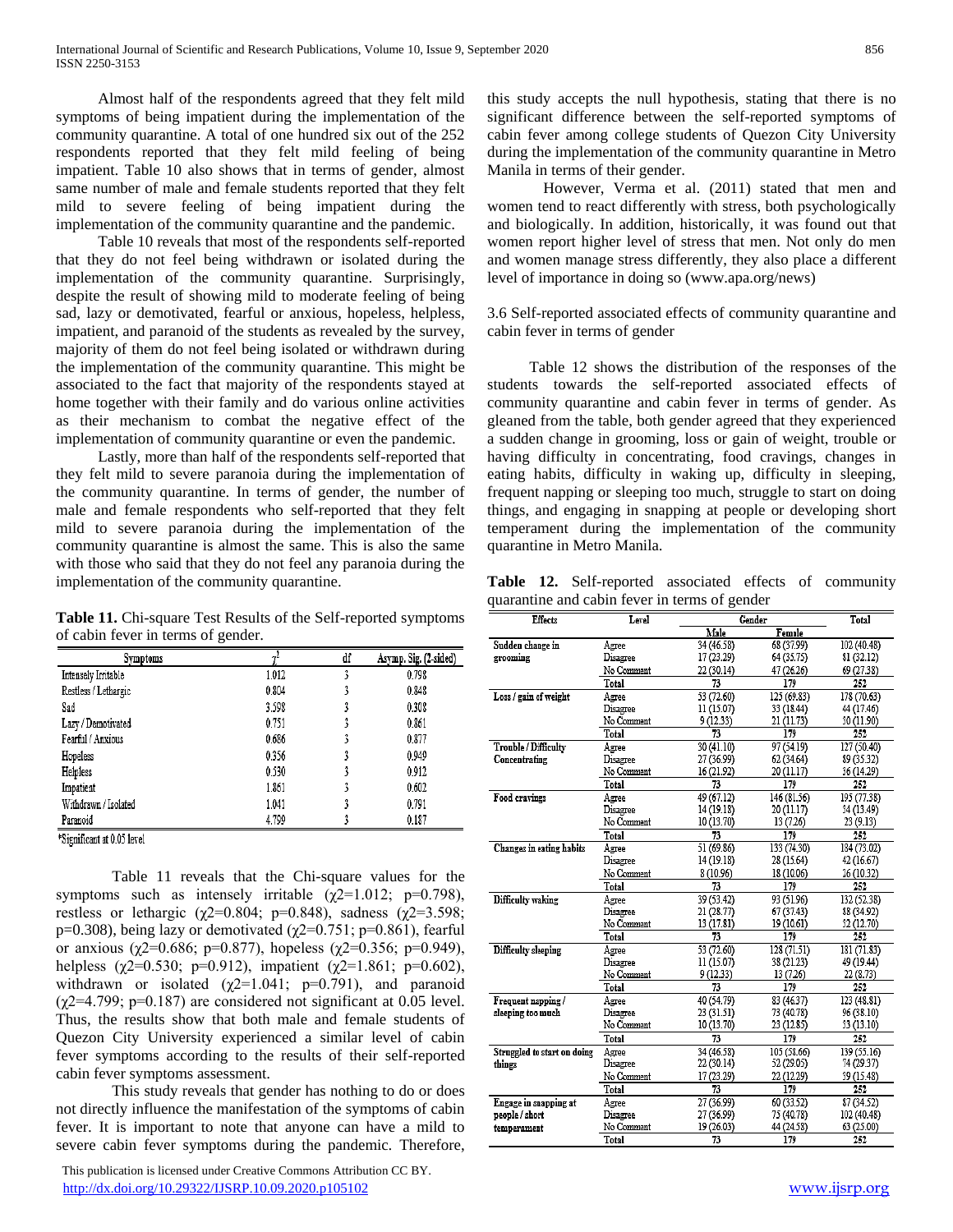Almost half of the respondents agreed that they felt mild symptoms of being impatient during the implementation of the community quarantine. A total of one hundred six out of the 252 respondents reported that they felt mild feeling of being impatient. Table 10 also shows that in terms of gender, almost same number of male and female students reported that they felt mild to severe feeling of being impatient during the implementation of the community quarantine and the pandemic.

Table 10 reveals that most of the respondents self-reported that they do not feel being withdrawn or isolated during the implementation of the community quarantine. Surprisingly, despite the result of showing mild to moderate feeling of being sad, lazy or demotivated, fearful or anxious, hopeless, helpless, impatient, and paranoid of the students as revealed by the survey, majority of them do not feel being isolated or withdrawn during the implementation of the community quarantine. This might be associated to the fact that majority of the respondents stayed at home together with their family and do various online activities as their mechanism to combat the negative effect of the implementation of community quarantine or even the pandemic.

Lastly, more than half of the respondents self-reported that they felt mild to severe paranoia during the implementation of the community quarantine. In terms of gender, the number of male and female respondents who self-reported that they felt mild to severe paranoia during the implementation of the community quarantine is almost the same. This is also the same with those who said that they do not feel any paranoia during the implementation of the community quarantine.

**Table 11.** Chi-square Test Results of the Self-reported symptoms of cabin fever in terms of gender.

| Symptoms | $\chi^2$ | df | Asymp. Sig. (2-sided) |
|---|---|---|---|
| Intensely Irritable | 1.012 | 3 | 0.798 |
| Restless / Lethargic | 0.804 | 3 | 0.848 |
| Sad | 3.598 | 3 | 0.308 |
| Lazy / Demotivated | 0.751 | 3 | 0.861 |
| Fearful / Anxious | 0.686 | 3 | 0.877 |
| Hopeless | 0.356 | 3 | 0.949 |
| Helpless | 0.530 | 3 | 0.912 |
| Impatient | 1.861 | 3 | 0.602 |
| Withdrawn / Isolated | 1.041 | 3 | 0.791 |
| Paranoid | 4.799 | 3 | 0.187 |

*Significant at 0.05 level

Table 11 reveals that the Chi-square values for the symptoms such as intensely irritable ($\chi2$=1.012; p=0.798), restless or lethargic ($\chi2$=0.804; p=0.848), sadness ($\chi2$=3.598; p=0.308), being lazy or demotivated ($\chi2$=0.751; p=0.861), fearful or anxious ($\chi2$=0.686; p=0.877), hopeless ($\chi2$=0.356; p=0.949), helpless ($\chi2$=0.530; p=0.912), impatient ($\chi2$=1.861; p=0.602), withdrawn or isolated ($\chi2$=1.041; p=0.791), and paranoid ($\chi2$=4.799; p=0.187) are considered not significant at 0.05 level. Thus, the results show that both male and female students of Quezon City University experienced a similar level of cabin fever symptoms according to the results of their self-reported cabin fever symptoms assessment.

This study reveals that gender has nothing to do or does not directly influence the manifestation of the symptoms of cabin fever. It is important to note that anyone can have a mild to severe cabin fever symptoms during the pandemic. Therefore, this study accepts the null hypothesis, stating that there is no significant difference between the self-reported symptoms of cabin fever among college students of Quezon City University during the implementation of the community quarantine in Metro Manila in terms of their gender.

However, Verma et al. (2011) stated that men and women tend to react differently with stress, both psychologically and biologically. In addition, historically, it was found out that women report higher level of stress that men. Not only do men and women manage stress differently, they also place a different level of importance in doing so (www.apa.org/news)

3.6 Self-reported associated effects of community quarantine and cabin fever in terms of gender

Table 12 shows the distribution of the responses of the students towards the self-reported associated effects of community quarantine and cabin fever in terms of gender. As gleaned from the table, both gender agreed that they experienced a sudden change in grooming, loss or gain of weight, trouble or having difficulty in concentrating, food cravings, changes in eating habits, difficulty in waking up, difficulty in sleeping, frequent napping or sleeping too much, struggle to start on doing things, and engaging in snapping at people or developing short temperament during the implementation of the community quarantine in Metro Manila.

**Table 12.** Self-reported associated effects of community quarantine and cabin fever in terms of gender

| Effects | Level | Gender | | Total |
|---|---|---|---|---|
| | | Male | Female | |
| Sudden change in grooming | Agree | 34 (46.58) | 68 (37.99) | 102 (40.48) |
| | Disagree | 17 (23.29) | 64 (35.75) | 81 (32.12) |
| | No Comment | 22 (30.14) | 47 (26.26) | 69 (27.38) |
| | Total | 73 | 179 | 252 |
| Loss / gain of weight | Agree | 53 (72.60) | 125 (69.83) | 178 (70.63) |
| | Disagree | 11 (15.07) | 33 (18.44) | 44 (17.46) |
| | No Comment | 9 (12.33) | 21 (11.73) | 30 (11.90) |
| | Total | 73 | 179 | 252 |
| Trouble / Difficulty Concentrating | Agree | 30 (41.10) | 97 (54.19) | 127 (50.40) |
| | Disagree | 27 (36.99) | 62 (34.64) | 89 (35.32) |
| | No Comment | 16 (21.92) | 20 (11.17) | 36 (14.29) |
| | Total | 73 | 179 | 252 |
| Food cravings | Agree | 49 (67.12) | 146 (81.56) | 195 (77.38) |
| | Disagree | 14 (19.18) | 20 (11.17) | 34 (13.49) |
| | No Comment | 10 (13.70) | 13 (7.26) | 23 (9.13) |
| | Total | 73 | 179 | 252 |
| Changes in eating habits | Agree | 51 (69.86) | 133 (74.30) | 184 (73.02) |
| | Disagree | 14 (19.18) | 28 (15.64) | 42 (16.67) |
| | No Comment | 8 (10.96) | 18 (10.06) | 26 (10.32) |
| | Total | 73 | 179 | 252 |
| Difficulty waking | Agree | 39 (53.42) | 93 (51.96) | 132 (52.38) |
| | Disagree | 21 (28.77) | 67 (37.43) | 88 (34.92) |
| | No Comment | 13 (17.81) | 19 (10.61) | 32 (12.70) |
| | Total | 73 | 179 | 252 |
| Difficulty sleeping | Agree | 53 (72.60) | 128 (71.51) | 181 (71.83) |
| | Disagree | 11 (15.07) | 38 (21.23) | 49 (19.44) |
| | No Comment | 9 (12.33) | 13 (7.26) | 22 (8.73) |
| | Total | 73 | 179 | 252 |
| Frequent napping / sleeping too much | Agree | 40 (54.79) | 83 (46.37) | 123 (48.81) |
| | Disagree | 23 (31.51) | 73 (40.78) | 96 (38.10) |
| | No Comment | 10 (13.70) | 23 (12.85) | 33 (13.10) |
| | Total | 73 | 179 | 252 |
| Struggled to start on doing things | Agree | 34 (46.58) | 105 (58.66) | 139 (55.16) |
| | Disagree | 22 (30.14) | 52 (29.05) | 74 (29.37) |
| | No Comment | 17 (23.29) | 22 (12.29) | 39 (15.48) |
| | Total | 73 | 179 | 252 |
| Engage in snapping at people / short temperament | Agree | 27 (36.99) | 60 (33.52) | 87 (34.52) |
| | Disagree | 27 (36.99) | 75 (40.78) | 102 (40.48) |
| | No Comment | 19 (26.03) | 44 (24.58) | 63 (25.00) |
| | Total | 73 | 179 | 252 |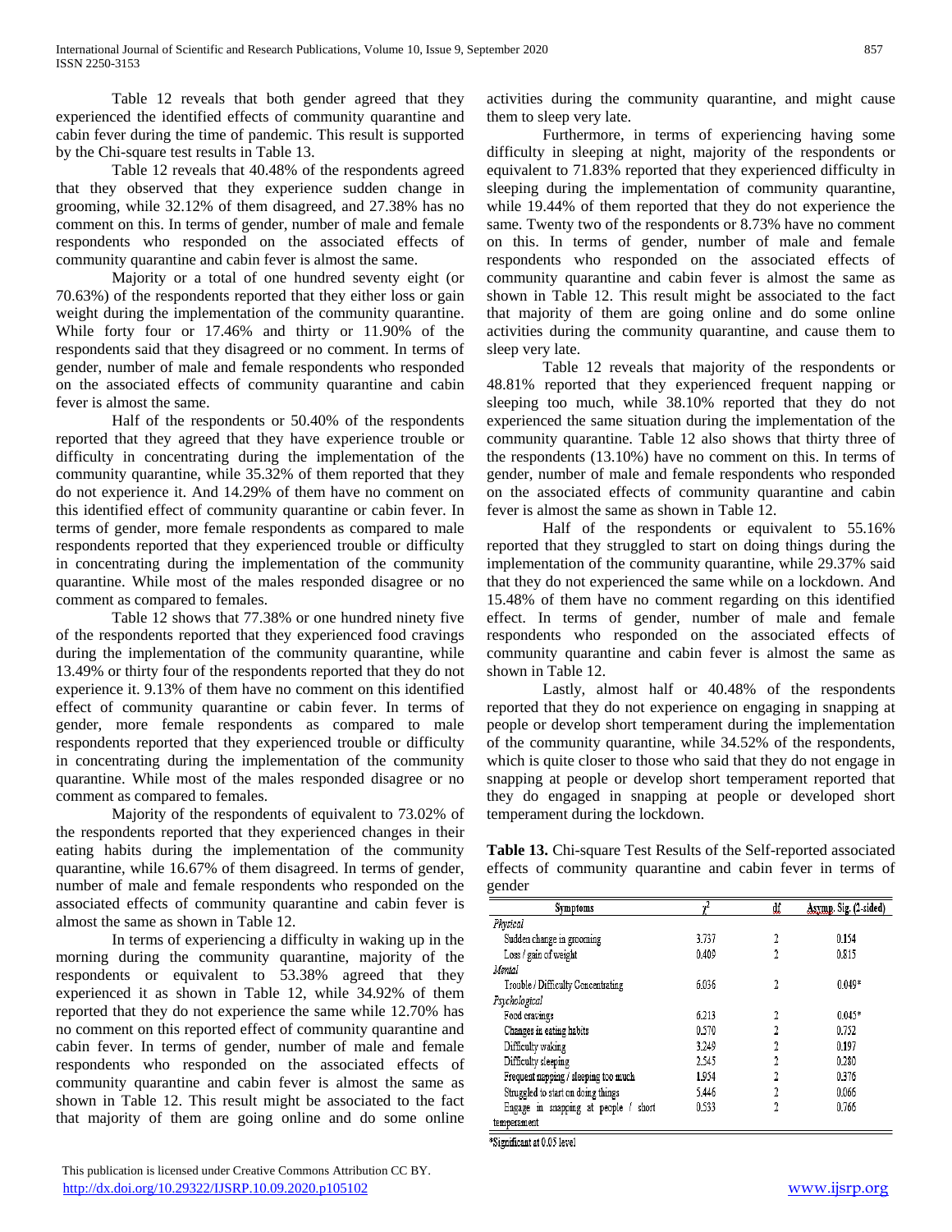Table 12 reveals that both gender agreed that they experienced the identified effects of community quarantine and cabin fever during the time of pandemic. This result is supported by the Chi-square test results in Table 13.

Table 12 reveals that 40.48% of the respondents agreed that they observed that they experience sudden change in grooming, while 32.12% of them disagreed, and 27.38% has no comment on this. In terms of gender, number of male and female respondents who responded on the associated effects of community quarantine and cabin fever is almost the same.

Majority or a total of one hundred seventy eight (or 70.63%) of the respondents reported that they either loss or gain weight during the implementation of the community quarantine. While forty four or 17.46% and thirty or 11.90% of the respondents said that they disagreed or no comment. In terms of gender, number of male and female respondents who responded on the associated effects of community quarantine and cabin fever is almost the same.

Half of the respondents or 50.40% of the respondents reported that they agreed that they have experience trouble or difficulty in concentrating during the implementation of the community quarantine, while 35.32% of them reported that they do not experience it. And 14.29% of them have no comment on this identified effect of community quarantine or cabin fever. In terms of gender, more female respondents as compared to male respondents reported that they experienced trouble or difficulty in concentrating during the implementation of the community quarantine. While most of the males responded disagree or no comment as compared to females.

Table 12 shows that 77.38% or one hundred ninety five of the respondents reported that they experienced food cravings during the implementation of the community quarantine, while 13.49% or thirty four of the respondents reported that they do not experience it. 9.13% of them have no comment on this identified effect of community quarantine or cabin fever. In terms of gender, more female respondents as compared to male respondents reported that they experienced trouble or difficulty in concentrating during the implementation of the community quarantine. While most of the males responded disagree or no comment as compared to females.

Majority of the respondents of equivalent to 73.02% of the respondents reported that they experienced changes in their eating habits during the implementation of the community quarantine, while 16.67% of them disagreed. In terms of gender, number of male and female respondents who responded on the associated effects of community quarantine and cabin fever is almost the same as shown in Table 12.

In terms of experiencing a difficulty in waking up in the morning during the community quarantine, majority of the respondents or equivalent to 53.38% agreed that they experienced it as shown in Table 12, while 34.92% of them reported that they do not experience the same while 12.70% has no comment on this reported effect of community quarantine and cabin fever. In terms of gender, number of male and female respondents who responded on the associated effects of community quarantine and cabin fever is almost the same as shown in Table 12. This result might be associated to the fact that majority of them are going online and do some online activities during the community quarantine, and might cause them to sleep very late.

Furthermore, in terms of experiencing having some difficulty in sleeping at night, majority of the respondents or equivalent to 71.83% reported that they experienced difficulty in sleeping during the implementation of community quarantine, while 19.44% of them reported that they do not experience the same. Twenty two of the respondents or 8.73% have no comment on this. In terms of gender, number of male and female respondents who responded on the associated effects of community quarantine and cabin fever is almost the same as shown in Table 12. This result might be associated to the fact that majority of them are going online and do some online activities during the community quarantine, and cause them to sleep very late.

Table 12 reveals that majority of the respondents or 48.81% reported that they experienced frequent napping or sleeping too much, while 38.10% reported that they do not experienced the same situation during the implementation of the community quarantine. Table 12 also shows that thirty three of the respondents (13.10%) have no comment on this. In terms of gender, number of male and female respondents who responded on the associated effects of community quarantine and cabin fever is almost the same as shown in Table 12.

Half of the respondents or equivalent to 55.16% reported that they struggled to start on doing things during the implementation of the community quarantine, while 29.37% said that they do not experienced the same while on a lockdown. And 15.48% of them have no comment regarding on this identified effect. In terms of gender, number of male and female respondents who responded on the associated effects of community quarantine and cabin fever is almost the same as shown in Table 12.

Lastly, almost half or 40.48% of the respondents reported that they do not experience on engaging in snapping at people or develop short temperament during the implementation of the community quarantine, while 34.52% of the respondents, which is quite closer to those who said that they do not engage in snapping at people or develop short temperament reported that they do engaged in snapping at people or developed short temperament during the lockdown.

**Table 13.** Chi-square Test Results of the Self-reported associated effects of community quarantine and cabin fever in terms of gender

| Symptoms | $\chi^2$ | df | Asymp. Sig. (2-sided) |
|---|---|---|---|
| *Physical* | | | |
| Sudden change in grooming | 3.737 | 2 | 0.154 |
| Loss / gain of weight | 0.409 | 2 | 0.815 |
| *Mental* | | | |
| Trouble / Difficulty Concentrating | 6.036 | 2 | 0.049* |
| *Psychological* | | | |
| Food cravings | 6.213 | 2 | 0.045* |
| Changes in eating habits | 0.570 | 2 | 0.752 |
| Difficulty waking | 3.249 | 2 | 0.197 |
| Difficulty sleeping | 2.545 | 2 | 0.280 |
| Frequent napping / sleeping too much | 1.954 | 2 | 0.376 |
| Struggled to start on doing things | 5.446 | 2 | 0.066 |
| Engage in snapping at people / short temperament | 0.533 | 2 | 0.766 |

*Significant at 0.05 level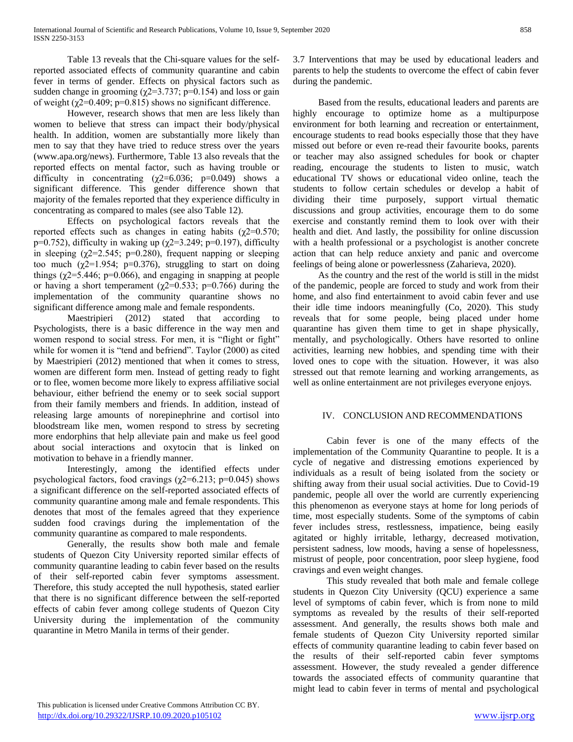Table 13 reveals that the Chi-square values for the self-reported associated effects of community quarantine and cabin fever in terms of gender. Effects on physical factors such as sudden change in grooming ($\chi2$=3.737; p=0.154) and loss or gain of weight ($\chi2$=0.409; p=0.815) shows no significant difference.

However, research shows that men are less likely than women to believe that stress can impact their body/physical health. In addition, women are substantially more likely than men to say that they have tried to reduce stress over the years (www.apa.org/news). Furthermore, Table 13 also reveals that the reported effects on mental factor, such as having trouble or difficulty in concentrating ($\chi2$=6.036; p=0.049) shows a significant difference. This gender difference shown that majority of the females reported that they experience difficulty in concentrating as compared to males (see also Table 12).

Effects on psychological factors reveals that the reported effects such as changes in eating habits ($\chi2$=0.570; p=0.752), difficulty in waking up ($\chi2$=3.249; p=0.197), difficulty in sleeping ($\chi2$=2.545; p=0.280), frequent napping or sleeping too much ($\chi2$=1.954; p=0.376), struggling to start on doing things ($\chi2$=5.446; p=0.066), and engaging in snapping at people or having a short temperament ($\chi2$=0.533; p=0.766) during the implementation of the community quarantine shows no significant difference among male and female respondents.

Maestripieri (2012) stated that according to Psychologists, there is a basic difference in the way men and women respond to social stress. For men, it is "flight or fight" while for women it is "tend and befriend". Taylor (2000) as cited by Maestripieri (2012) mentioned that when it comes to stress, women are different form men. Instead of getting ready to fight or to flee, women become more likely to express affiliative social behaviour, either befriend the enemy or to seek social support from their family members and friends. In addition, instead of releasing large amounts of norepinephrine and cortisol into bloodstream like men, women respond to stress by secreting more endorphins that help alleviate pain and make us feel good about social interactions and oxytocin that is linked on motivation to behave in a friendly manner.

Interestingly, among the identified effects under psychological factors, food cravings ($\chi2$=6.213; p=0.045) shows a significant difference on the self-reported associated effects of community quarantine among male and female respondents. This denotes that most of the females agreed that they experience sudden food cravings during the implementation of the community quarantine as compared to male respondents.

Generally, the results show both male and female students of Quezon City University reported similar effects of community quarantine leading to cabin fever based on the results of their self-reported cabin fever symptoms assessment. Therefore, this study accepted the null hypothesis, stated earlier that there is no significant difference between the self-reported effects of cabin fever among college students of Quezon City University during the implementation of the community quarantine in Metro Manila in terms of their gender.

3.7 Interventions that may be used by educational leaders and parents to help the students to overcome the effect of cabin fever during the pandemic.

Based from the results, educational leaders and parents are highly encourage to optimize home as a multipurpose environment for both learning and recreation or entertainment, encourage students to read books especially those that they have missed out before or even re-read their favourite books, parents or teacher may also assigned schedules for book or chapter reading, encourage the students to listen to music, watch educational TV shows or educational video online, teach the students to follow certain schedules or develop a habit of dividing their time purposely, support virtual thematic discussions and group activities, encourage them to do some exercise and constantly remind them to look over with their health and diet. And lastly, the possibility for online discussion with a health professional or a psychologist is another concrete action that can help reduce anxiety and panic and overcome feelings of being alone or powerlessness (Zaharieva, 2020).

As the country and the rest of the world is still in the midst of the pandemic, people are forced to study and work from their home, and also find entertainment to avoid cabin fever and use their idle time indoors meaningfully (Co, 2020). This study reveals that for some people, being placed under home quarantine has given them time to get in shape physically, mentally, and psychologically. Others have resorted to online activities, learning new hobbies, and spending time with their loved ones to cope with the situation. However, it was also stressed out that remote learning and working arrangements, as well as online entertainment are not privileges everyone enjoys.

# IV. CONCLUSION AND RECOMMENDATIONS

Cabin fever is one of the many effects of the implementation of the Community Quarantine to people. It is a cycle of negative and distressing emotions experienced by individuals as a result of being isolated from the society or shifting away from their usual social activities. Due to Covid-19 pandemic, people all over the world are currently experiencing this phenomenon as everyone stays at home for long periods of time, most especially students. Some of the symptoms of cabin fever includes stress, restlessness, impatience, being easily agitated or highly irritable, lethargy, decreased motivation, persistent sadness, low moods, having a sense of hopelessness, mistrust of people, poor concentration, poor sleep hygiene, food cravings and even weight changes.

This study revealed that both male and female college students in Quezon City University (QCU) experience a same level of symptoms of cabin fever, which is from none to mild symptoms as revealed by the results of their self-reported assessment. And generally, the results shows both male and female students of Quezon City University reported similar effects of community quarantine leading to cabin fever based on the results of their self-reported cabin fever symptoms assessment. However, the study revealed a gender difference towards the associated effects of community quarantine that might lead to cabin fever in terms of mental and psychological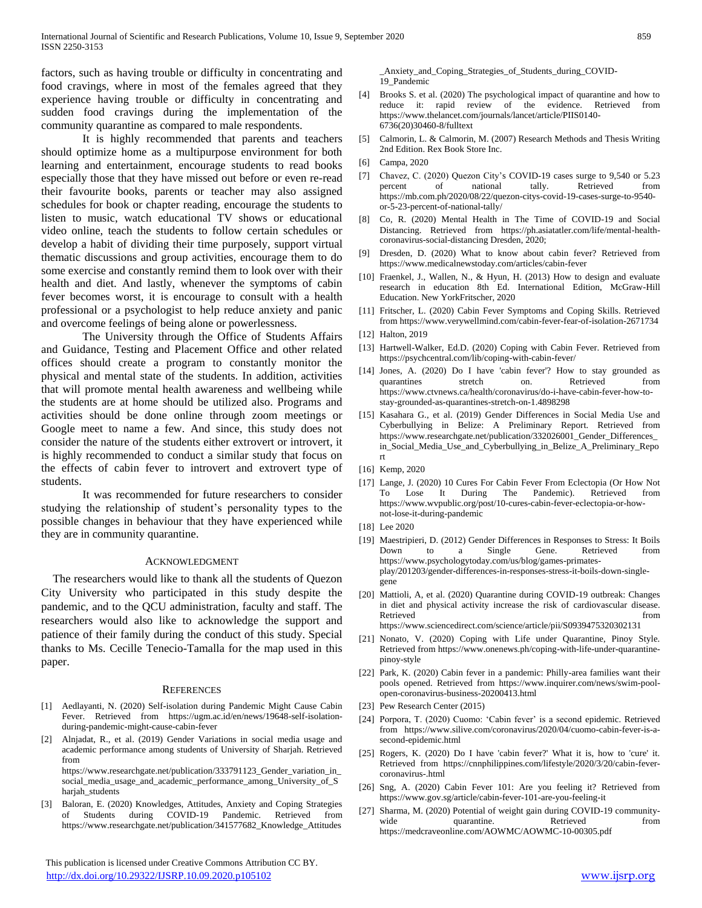factors, such as having trouble or difficulty in concentrating and food cravings, where in most of the females agreed that they experience having trouble or difficulty in concentrating and sudden food cravings during the implementation of the community quarantine as compared to male respondents.

It is highly recommended that parents and teachers should optimize home as a multipurpose environment for both learning and entertainment, encourage students to read books especially those that they have missed out before or even re-read their favourite books, parents or teacher may also assigned schedules for book or chapter reading, encourage the students to listen to music, watch educational TV shows or educational video online, teach the students to follow certain schedules or develop a habit of dividing their time purposely, support virtual thematic discussions and group activities, encourage them to do some exercise and constantly remind them to look over with their health and diet. And lastly, whenever the symptoms of cabin fever becomes worst, it is encourage to consult with a health professional or a psychologist to help reduce anxiety and panic and overcome feelings of being alone or powerlessness.

The University through the Office of Students Affairs and Guidance, Testing and Placement Office and other related offices should create a program to constantly monitor the physical and mental state of the students. In addition, activities that will promote mental health awareness and wellbeing while the students are at home should be utilized also. Programs and activities should be done online through zoom meetings or Google meet to name a few. And since, this study does not consider the nature of the students either extrovert or introvert, it is highly recommended to conduct a similar study that focus on the effects of cabin fever to introvert and extrovert type of students.

It was recommended for future researchers to consider studying the relationship of student's personality types to the possible changes in behaviour that they have experienced while they are in community quarantine.

## Acknowledgment

The researchers would like to thank all the students of Quezon City University who participated in this study despite the pandemic, and to the QCU administration, faculty and staff. The researchers would also like to acknowledge the support and patience of their family during the conduct of this study. Special thanks to Ms. Cecille Tenecio-Tamalla for the map used in this paper.

## References

[1] Aedlayanti, N. (2020) Self-isolation during Pandemic Might Cause Cabin Fever. Retrieved from https://ugm.ac.id/en/news/19648-self-isolation-during-pandemic-might-cause-cabin-fever

[2] Alnjadat, R., et al. (2019) Gender Variations in social media usage and academic performance among students of University of Sharjah. Retrieved from https://www.researchgate.net/publication/333791123_Gender_variation_in_social_media_usage_and_academic_performance_among_University_of_Sharjah_students

[3] Baloran, E. (2020) Knowledges, Attitudes, Anxiety and Coping Strategies of Students during COVID-19 Pandemic. Retrieved from https://www.researchgate.net/publication/341577682_Knowledge_Attitudes_Anxiety_and_Coping_Strategies_of_Students_during_COVID-19_Pandemic

[4] Brooks S. et al. (2020) The psychological impact of quarantine and how to reduce it: rapid review of the evidence. Retrieved from https://www.thelancet.com/journals/lancet/article/PIIS0140-6736(20)30460-8/fulltext

[5] Calmorin, L. & Calmorin, M. (2007) Research Methods and Thesis Writing 2nd Edition. Rex Book Store Inc.

[6] Campa, 2020

[7] Chavez, C. (2020) Quezon City's COVID-19 cases surge to 9,540 or 5.23 percent of national tally. Retrieved from https://mb.com.ph/2020/08/22/quezon-citys-covid-19-cases-surge-to-9540-or-5-23-percent-of-national-tally/

[8] Co, R. (2020) Mental Health in The Time of COVID-19 and Social Distancing. Retrieved from https://ph.asiatatler.com/life/mental-health-coronavirus-social-distancing Dresden, 2020;

[9] Dresden, D. (2020) What to know about cabin fever? Retrieved from https://www.medicalnewstoday.com/articles/cabin-fever

[10] Fraenkel, J., Wallen, N., & Hyun, H. (2013) How to design and evaluate research in education 8th Ed. International Edition, McGraw-Hill Education. New YorkFritscher, 2020

[11] Fritscher, L. (2020) Cabin Fever Symptoms and Coping Skills. Retrieved from https://www.verywellmind.com/cabin-fever-fear-of-isolation-2671734

[12] Halton, 2019

[13] Hartwell-Walker, Ed.D. (2020) Coping with Cabin Fever. Retrieved from https://psychcentral.com/lib/coping-with-cabin-fever/

[14] Jones, A. (2020) Do I have 'cabin fever'? How to stay grounded as quarantines stretch on. Retrieved from https://www.ctvnews.ca/health/coronavirus/do-i-have-cabin-fever-how-to-stay-grounded-as-quarantines-stretch-on-1.4898298

[15] Kasahara G., et al. (2019) Gender Differences in Social Media Use and Cyberbullying in Belize: A Preliminary Report. Retrieved from https://www.researchgate.net/publication/332026001_Gender_Differences_in_Social_Media_Use_and_Cyberbullying_in_Belize_A_Preliminary_Report

[16] Kemp, 2020

[17] Lange, J. (2020) 10 Cures For Cabin Fever From Eclectopia (Or How Not To Lose It During The Pandemic). Retrieved from https://www.wvpublic.org/post/10-cures-cabin-fever-eclectopia-or-how-not-lose-it-during-pandemic

[18] Lee 2020

[19] Maestripieri, D. (2012) Gender Differences in Responses to Stress: It Boils Down to a Single Gene. Retrieved from https://www.psychologytoday.com/us/blog/games-primates-play/201203/gender-differences-in-responses-stress-it-boils-down-single-gene

[20] Mattioli, A, et al. (2020) Quarantine during COVID-19 outbreak: Changes in diet and physical activity increase the risk of cardiovascular disease. Retrieved from https://www.sciencedirect.com/science/article/pii/S0939475320302131

[21] Nonato, V. (2020) Coping with Life under Quarantine, Pinoy Style. Retrieved from https://www.onenews.ph/coping-with-life-under-quarantine-pinoy-style

[22] Park, K. (2020) Cabin fever in a pandemic: Philly-area families want their pools opened. Retrieved from https://www.inquirer.com/news/swim-pool-open-coronavirus-business-20200413.html

[23] Pew Research Center (2015)

[24] Porpora, T. (2020) Cuomo: 'Cabin fever' is a second epidemic. Retrieved from https://www.silive.com/coronavirus/2020/04/cuomo-cabin-fever-is-a-second-epidemic.html

[25] Rogers, K. (2020) Do I have 'cabin fever?' What it is, how to 'cure' it. Retrieved from https://cnnphilippines.com/lifestyle/2020/3/20/cabin-fever-coronavirus-.html

[26] Sng, A. (2020) Cabin Fever 101: Are you feeling it? Retrieved from https://www.gov.sg/article/cabin-fever-101-are-you-feeling-it

[27] Sharma, M. (2020) Potential of weight gain during COVID-19 community-wide quarantine. Retrieved from https://medcraveonline.com/AOWMC/AOWMC-10-00305.pdf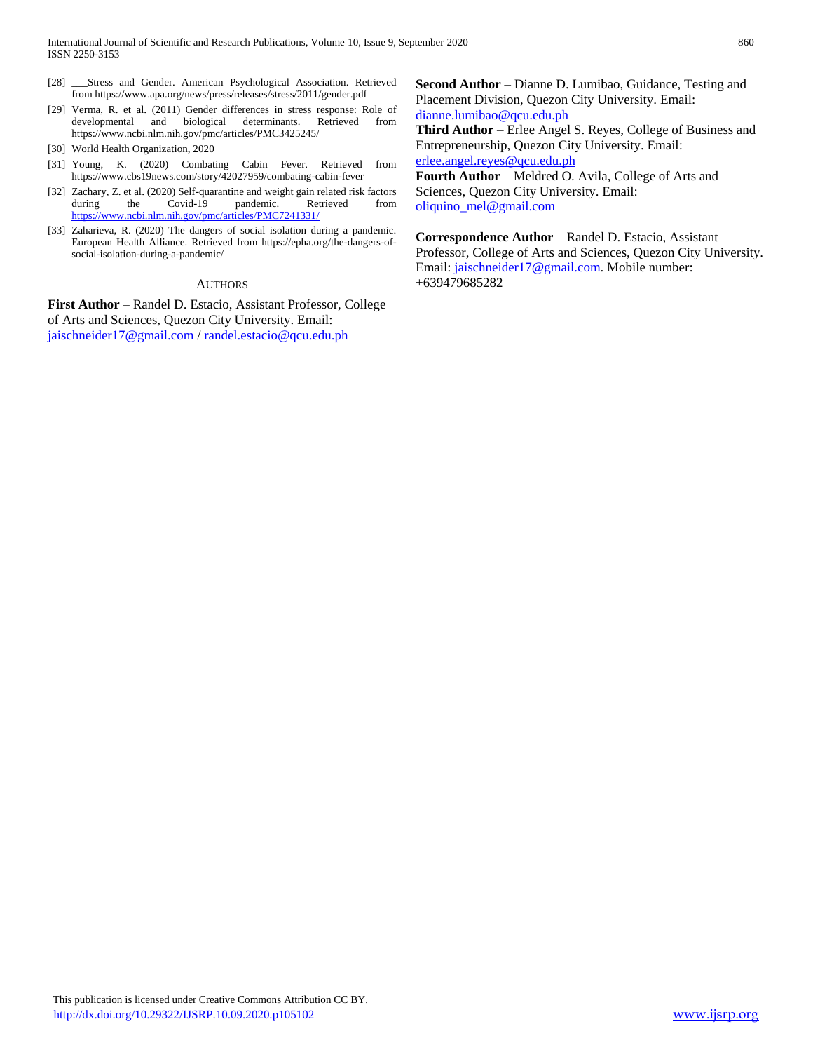[28] ___Stress and Gender. American Psychological Association. Retrieved from https://www.apa.org/news/press/releases/stress/2011/gender.pdf

[29] Verma, R. et al. (2011) Gender differences in stress response: Role of developmental and biological determinants. Retrieved from https://www.ncbi.nlm.nih.gov/pmc/articles/PMC3425245/

[30] World Health Organization, 2020

[31] Young, K. (2020) Combating Cabin Fever. Retrieved from https://www.cbs19news.com/story/42027959/combating-cabin-fever

[32] Zachary, Z. et al. (2020) Self-quarantine and weight gain related risk factors during the Covid-19 pandemic. Retrieved from https://www.ncbi.nlm.nih.gov/pmc/articles/PMC7241331/

[33] Zaharieva, R. (2020) The dangers of social isolation during a pandemic. European Health Alliance. Retrieved from https://epha.org/the-dangers-of-social-isolation-during-a-pandemic/

## Authors

**First Author** – Randel D. Estacio, Assistant Professor, College of Arts and Sciences, Quezon City University. Email: jaischneider17@gmail.com / randel.estacio@qcu.edu.ph

**Second Author** – Dianne D. Lumibao, Guidance, Testing and Placement Division, Quezon City University. Email: dianne.lumibao@qcu.edu.ph

**Third Author** – Erlee Angel S. Reyes, College of Business and Entrepreneurship, Quezon City University. Email: erlee.angel.reyes@qcu.edu.ph

**Fourth Author** – Meldred O. Avila, College of Arts and Sciences, Quezon City University. Email: oliquino_mel@gmail.com

**Correspondence Author** – Randel D. Estacio, Assistant Professor, College of Arts and Sciences, Quezon City University. Email: jaischneider17@gmail.com. Mobile number: +639479685282

This publication is licensed under Creative Commons Attribution CC BY.
http://dx.doi.org/10.29322/IJSRP.10.09.2020.p105102